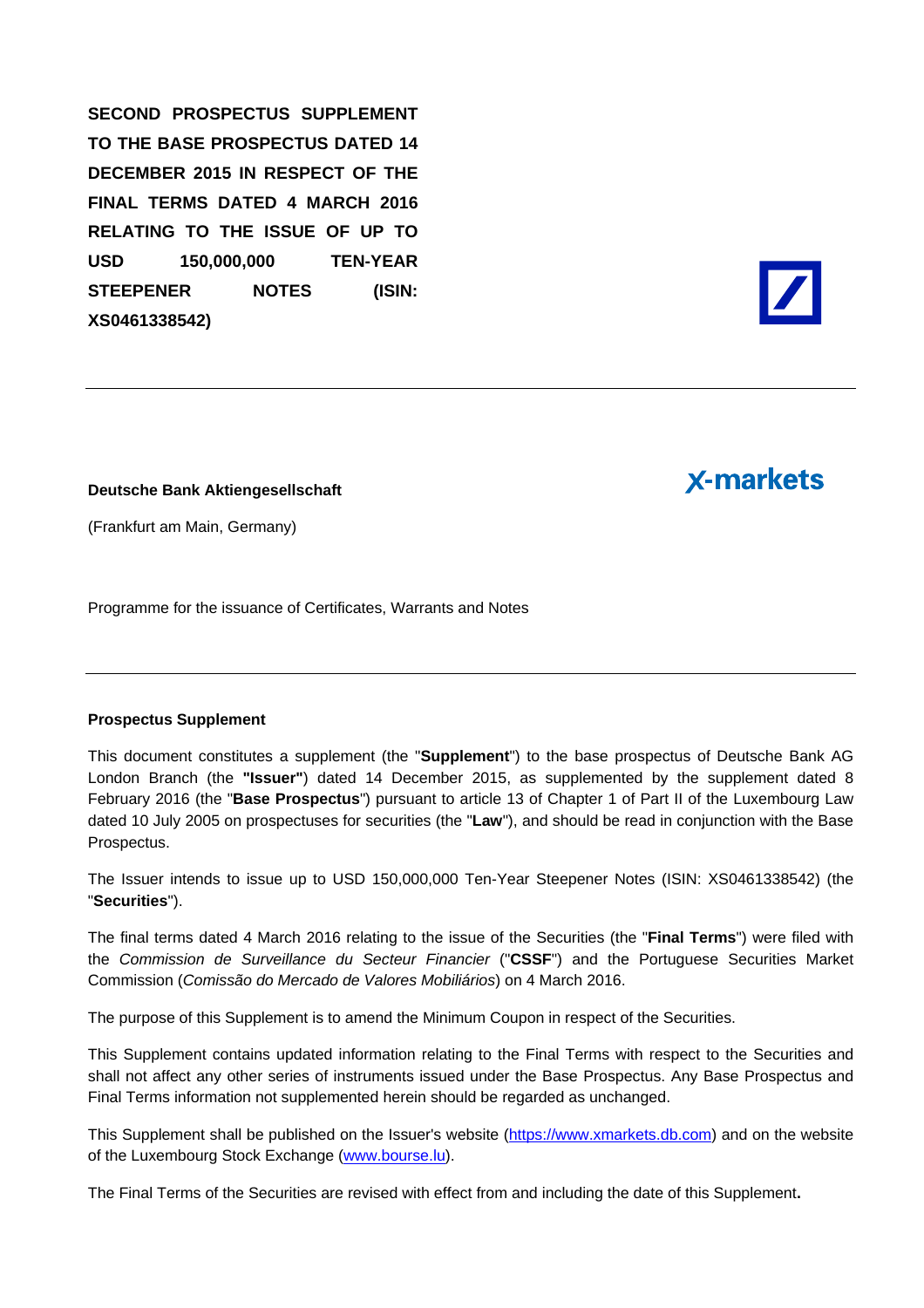**SECOND PROSPECTUS SUPPLEMENT TO THE BASE PROSPECTUS DATED 14 DECEMBER 2015 IN RESPECT OF THE FINAL TERMS DATED 4 MARCH 2016 RELATING TO THE ISSUE OF UP TO USD 150,000,000 TEN-YEAR STEEPENER NOTES (ISIN: XS0461338542)**

---

**Deutsche Bank Aktiengesellschaft**

x-markets

(Frankfurt am Main, Germany)

Programme for the issuance of Certificates, Warrants and Notes

---

**Prospectus Supplement**

This document constitutes a supplement (the "**Supplement**") to the base prospectus of Deutsche Bank AG London Branch (the **"Issuer"**) dated 14 December 2015, as supplemented by the supplement dated 8 February 2016 (the "**Base Prospectus**") pursuant to article 13 of Chapter 1 of Part II of the Luxembourg Law dated 10 July 2005 on prospectuses for securities (the "**Law**"), and should be read in conjunction with the Base Prospectus.

The Issuer intends to issue up to USD 150,000,000 Ten-Year Steepener Notes (ISIN: XS0461338542) (the "**Securities**").

The final terms dated 4 March 2016 relating to the issue of the Securities (the "**Final Terms**") were filed with the *Commission de Surveillance du Secteur Financier* ("**CSSF**") and the Portuguese Securities Market Commission (*Comissão do Mercado de Valores Mobiliários*) on 4 March 2016.

The purpose of this Supplement is to amend the Minimum Coupon in respect of the Securities.

This Supplement contains updated information relating to the Final Terms with respect to the Securities and shall not affect any other series of instruments issued under the Base Prospectus. Any Base Prospectus and Final Terms information not supplemented herein should be regarded as unchanged.

This Supplement shall be published on the Issuer's website (https://www.xmarkets.db.com) and on the website of the Luxembourg Stock Exchange (www.bourse.lu).

The Final Terms of the Securities are revised with effect from and including the date of this Supplement**.**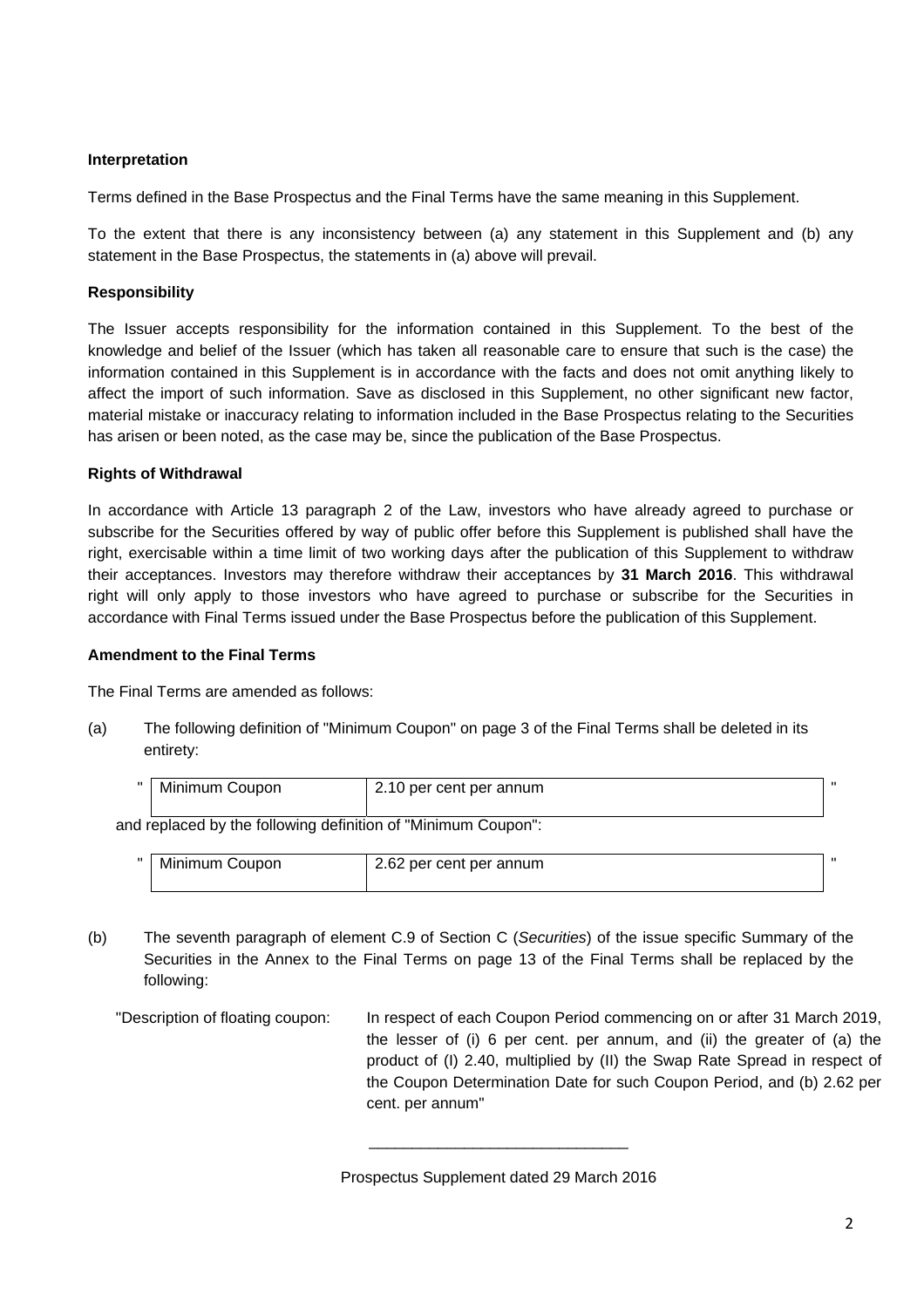**Interpretation**

Terms defined in the Base Prospectus and the Final Terms have the same meaning in this Supplement.

To the extent that there is any inconsistency between (a) any statement in this Supplement and (b) any statement in the Base Prospectus, the statements in (a) above will prevail.

**Responsibility**

The Issuer accepts responsibility for the information contained in this Supplement. To the best of the knowledge and belief of the Issuer (which has taken all reasonable care to ensure that such is the case) the information contained in this Supplement is in accordance with the facts and does not omit anything likely to affect the import of such information. Save as disclosed in this Supplement, no other significant new factor, material mistake or inaccuracy relating to information included in the Base Prospectus relating to the Securities has arisen or been noted, as the case may be, since the publication of the Base Prospectus.

**Rights of Withdrawal**

In accordance with Article 13 paragraph 2 of the Law, investors who have already agreed to purchase or subscribe for the Securities offered by way of public offer before this Supplement is published shall have the right, exercisable within a time limit of two working days after the publication of this Supplement to withdraw their acceptances. Investors may therefore withdraw their acceptances by **31 March 2016**. This withdrawal right will only apply to those investors who have agreed to purchase or subscribe for the Securities in accordance with Final Terms issued under the Base Prospectus before the publication of this Supplement.

**Amendment to the Final Terms**

The Final Terms are amended as follows:

(a) The following definition of "Minimum Coupon" on page 3 of the Final Terms shall be deleted in its entirety:

"

| | |
|---|---|
| Minimum Coupon | 2.10 per cent per annum |

"

and replaced by the following definition of "Minimum Coupon":

"

| | |
|---|---|
| Minimum Coupon | 2.62 per cent per annum |

"

(b) The seventh paragraph of element C.9 of Section C (*Securities*) of the issue specific Summary of the Securities in the Annex to the Final Terms on page 13 of the Final Terms shall be replaced by the following:

"Description of floating coupon: In respect of each Coupon Period commencing on or after 31 March 2019, the lesser of (i) 6 per cent. per annum, and (ii) the greater of (a) the product of (I) 2.40, multiplied by (II) the Swap Rate Spread in respect of the Coupon Determination Date for such Coupon Period, and (b) 2.62 per cent. per annum"

\_\_\_\_\_\_\_\_\_\_\_\_\_\_\_\_\_\_\_\_\_\_\_\_\_\_\_\_\_\_

Prospectus Supplement dated 29 March 2016